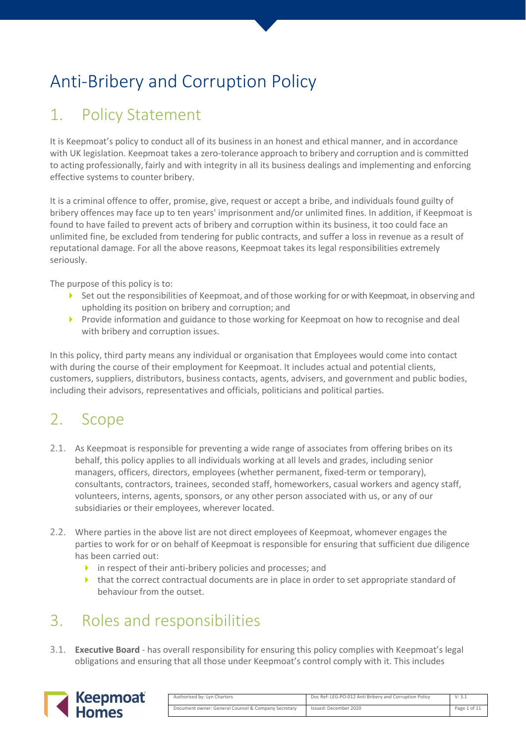# Anti-Bribery and Corruption Policy

## 1. Policy Statement

It is Keepmoat's policy to conduct all of its business in an honest and ethical manner, and in accordance with UK legislation. Keepmoat takes a zero-tolerance approach to bribery and corruption and is committed to acting professionally, fairly and with integrity in all its business dealings and implementing and enforcing effective systems to counter bribery.

It is a criminal offence to offer, promise, give, request or accept a bribe, and individuals found guilty of bribery offences may face up to ten years' imprisonment and/or unlimited fines. In addition, if Keepmoat is found to have failed to prevent acts of bribery and corruption within its business, it too could face an unlimited fine, be excluded from tendering for public contracts, and suffer a loss in revenue as a result of reputational damage. For all the above reasons, Keepmoat takes its legal responsibilities extremely seriously.

The purpose of this policy is to:

- Set out the responsibilities of Keepmoat, and of those working for or with Keepmoat, in observing and upholding its position on bribery and corruption; and
- Provide information and guidance to those working for Keepmoat on how to recognise and deal with bribery and corruption issues.

In this policy, third party means any individual or organisation that Employees would come into contact with during the course of their employment for Keepmoat. It includes actual and potential clients, customers, suppliers, distributors, business contacts, agents, advisers, and government and public bodies, including their advisors, representatives and officials, politicians and political parties.

## 2. Scope

2.1. As Keepmoat is responsible for preventing a wide range of associates from offering bribes on its behalf, this policy applies to all individuals working at all levels and grades, including senior managers, officers, directors, employees (whether permanent, fixed-term or temporary), consultants, contractors, trainees, seconded staff, homeworkers, casual workers and agency staff, volunteers, interns, agents, sponsors, or any other person associated with us, or any of our subsidiaries or their employees, wherever located.

2.2. Where parties in the above list are not direct employees of Keepmoat, whomever engages the parties to work for or on behalf of Keepmoat is responsible for ensuring that sufficient due diligence has been carried out:

- in respect of their anti-bribery policies and processes; and
- that the correct contractual documents are in place in order to set appropriate standard of behaviour from the outset.

## 3. Roles and responsibilities

3.1. **Executive Board** - has overall responsibility for ensuring this policy complies with Keepmoat's legal obligations and ensuring that all those under Keepmoat's control comply with it. This includes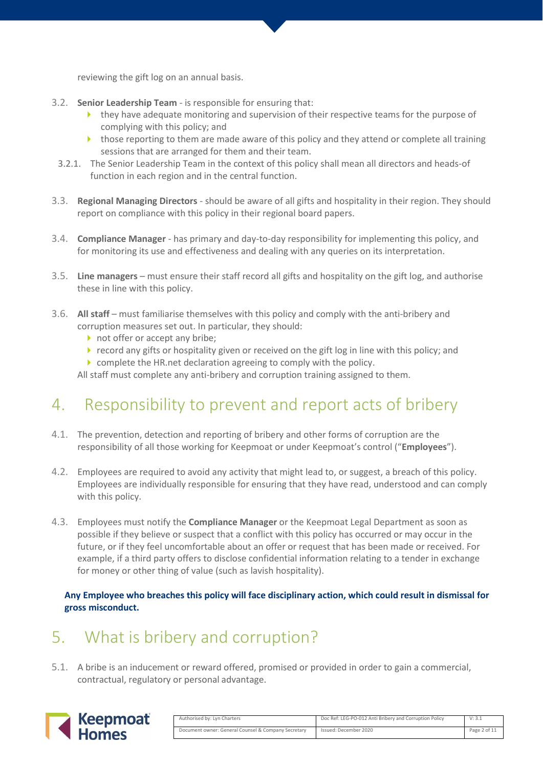reviewing the gift log on an annual basis.

3.2. **Senior Leadership Team** - is responsible for ensuring that:
- they have adequate monitoring and supervision of their respective teams for the purpose of complying with this policy; and
- those reporting to them are made aware of this policy and they attend or complete all training sessions that are arranged for them and their team.

3.2.1. The Senior Leadership Team in the context of this policy shall mean all directors and heads-of function in each region and in the central function.

3.3. **Regional Managing Directors** - should be aware of all gifts and hospitality in their region. They should report on compliance with this policy in their regional board papers.

3.4. **Compliance Manager** - has primary and day-to-day responsibility for implementing this policy, and for monitoring its use and effectiveness and dealing with any queries on its interpretation.

3.5. **Line managers** – must ensure their staff record all gifts and hospitality on the gift log, and authorise these in line with this policy.

3.6. **All staff** – must familiarise themselves with this policy and comply with the anti-bribery and corruption measures set out. In particular, they should:
- not offer or accept any bribe;
- record any gifts or hospitality given or received on the gift log in line with this policy; and
- complete the HR.net declaration agreeing to comply with the policy.

All staff must complete any anti-bribery and corruption training assigned to them.

# 4. Responsibility to prevent and report acts of bribery

4.1. The prevention, detection and reporting of bribery and other forms of corruption are the responsibility of all those working for Keepmoat or under Keepmoat's control ("**Employees**").

4.2. Employees are required to avoid any activity that might lead to, or suggest, a breach of this policy. Employees are individually responsible for ensuring that they have read, understood and can comply with this policy.

4.3. Employees must notify the **Compliance Manager** or the Keepmoat Legal Department as soon as possible if they believe or suspect that a conflict with this policy has occurred or may occur in the future, or if they feel uncomfortable about an offer or request that has been made or received. For example, if a third party offers to disclose confidential information relating to a tender in exchange for money or other thing of value (such as lavish hospitality).

**Any Employee who breaches this policy will face disciplinary action, which could result in dismissal for gross misconduct.**

# 5. What is bribery and corruption?

5.1. A bribe is an inducement or reward offered, promised or provided in order to gain a commercial, contractual, regulatory or personal advantage.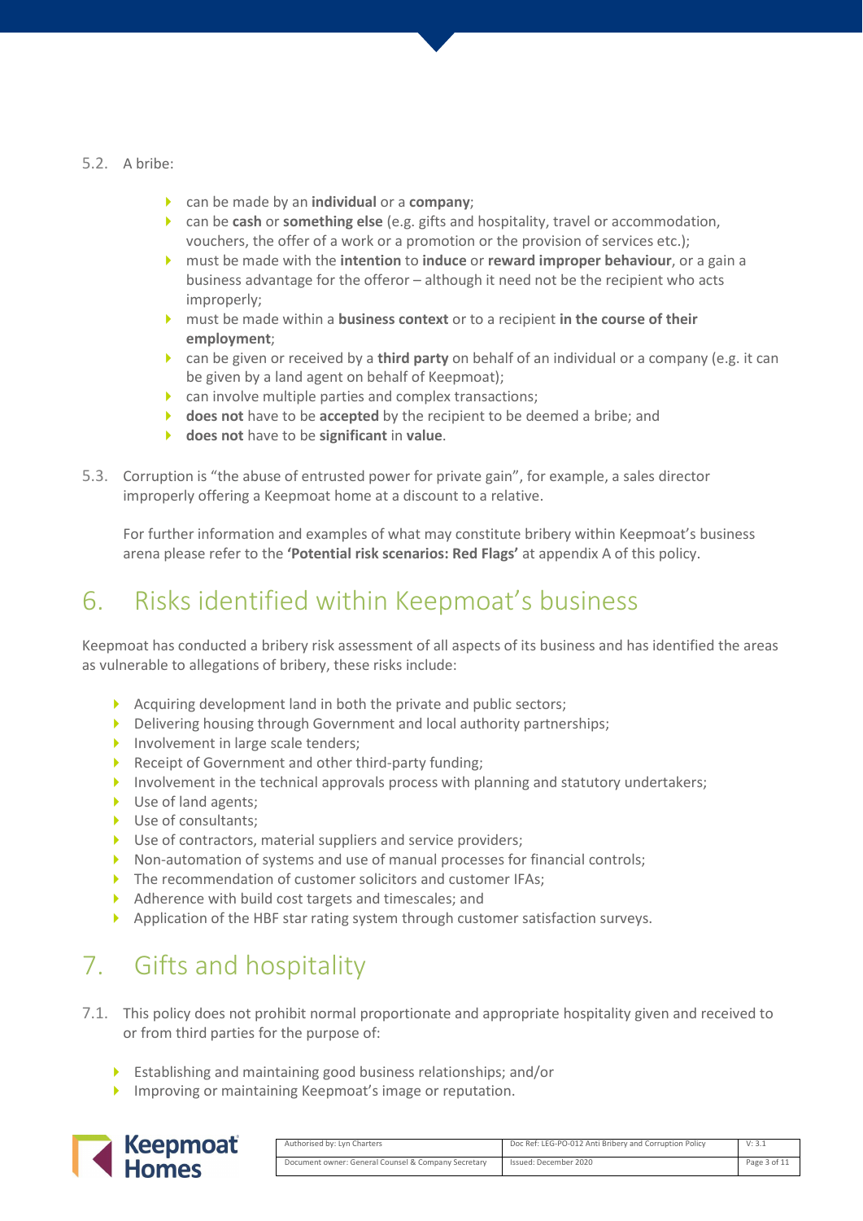5.2. A bribe:

- can be made by an **individual** or a **company**;
- can be **cash** or **something else** (e.g. gifts and hospitality, travel or accommodation, vouchers, the offer of a work or a promotion or the provision of services etc.);
- must be made with the **intention** to **induce** or **reward improper behaviour**, or a gain a business advantage for the offeror – although it need not be the recipient who acts improperly;
- must be made within a **business context** or to a recipient **in the course of their employment**;
- can be given or received by a **third party** on behalf of an individual or a company (e.g. it can be given by a land agent on behalf of Keepmoat);
- can involve multiple parties and complex transactions;
- **does not** have to be **accepted** by the recipient to be deemed a bribe; and
- **does not** have to be **significant** in **value**.

5.3. Corruption is "the abuse of entrusted power for private gain", for example, a sales director improperly offering a Keepmoat home at a discount to a relative.

For further information and examples of what may constitute bribery within Keepmoat's business arena please refer to the **'Potential risk scenarios: Red Flags'** at appendix A of this policy.

# 6. Risks identified within Keepmoat's business

Keepmoat has conducted a bribery risk assessment of all aspects of its business and has identified the areas as vulnerable to allegations of bribery, these risks include:

- Acquiring development land in both the private and public sectors;
- Delivering housing through Government and local authority partnerships;
- Involvement in large scale tenders;
- Receipt of Government and other third-party funding;
- Involvement in the technical approvals process with planning and statutory undertakers;
- Use of land agents;
- Use of consultants;
- Use of contractors, material suppliers and service providers;
- Non-automation of systems and use of manual processes for financial controls;
- The recommendation of customer solicitors and customer IFAs;
- Adherence with build cost targets and timescales; and
- Application of the HBF star rating system through customer satisfaction surveys.

# 7. Gifts and hospitality

7.1. This policy does not prohibit normal proportionate and appropriate hospitality given and received to or from third parties for the purpose of:

- Establishing and maintaining good business relationships; and/or
- Improving or maintaining Keepmoat's image or reputation.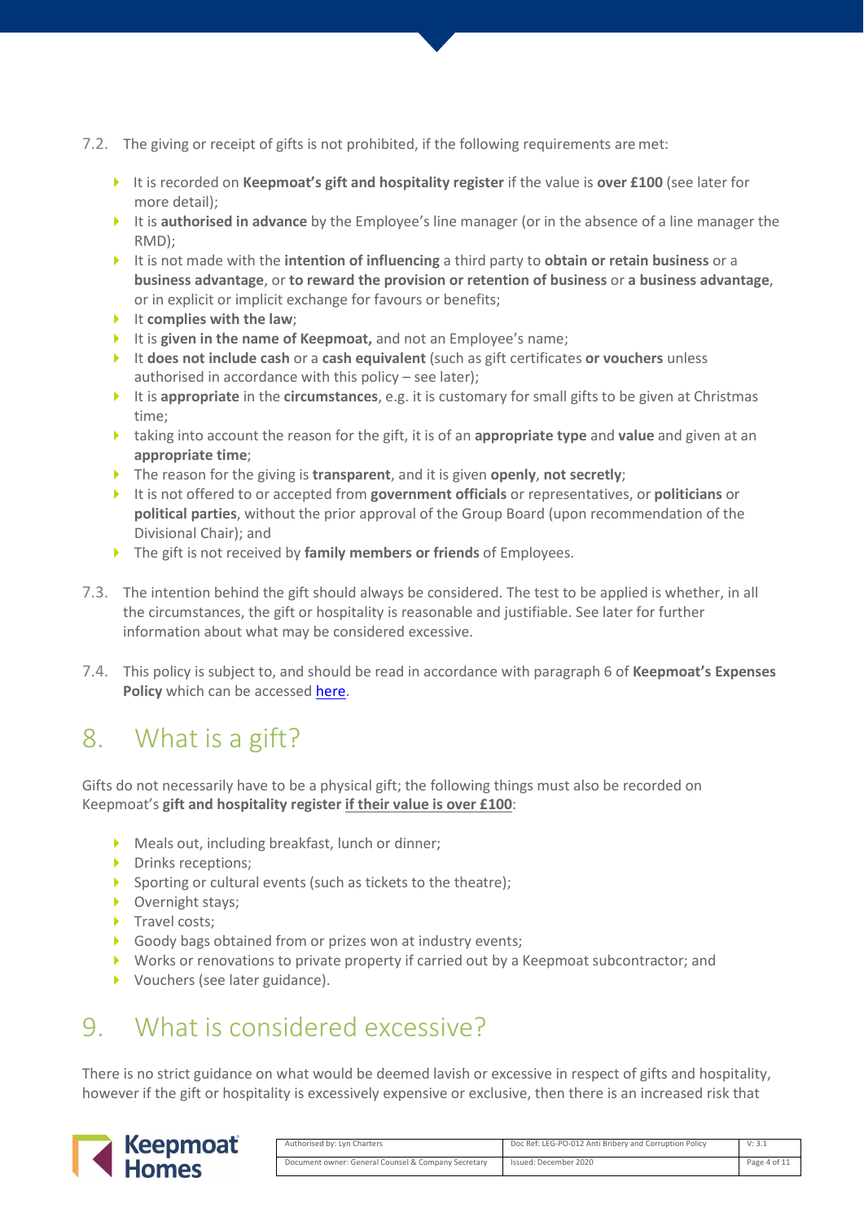7.2. The giving or receipt of gifts is not prohibited, if the following requirements are met:

- It is recorded on **Keepmoat's gift and hospitality register** if the value is **over £100** (see later for more detail);
- It is **authorised in advance** by the Employee's line manager (or in the absence of a line manager the RMD);
- It is not made with the **intention of influencing** a third party to **obtain or retain business** or a **business advantage**, or **to reward the provision or retention of business** or **a business advantage**, or in explicit or implicit exchange for favours or benefits;
- It **complies with the law**;
- It is **given in the name of Keepmoat,** and not an Employee's name;
- It **does not include cash** or a **cash equivalent** (such as gift certificates **or vouchers** unless authorised in accordance with this policy – see later);
- It is **appropriate** in the **circumstances**, e.g. it is customary for small gifts to be given at Christmas time;
- taking into account the reason for the gift, it is of an **appropriate type** and **value** and given at an **appropriate time**;
- The reason for the giving is **transparent**, and it is given **openly**, **not secretly**;
- It is not offered to or accepted from **government officials** or representatives, or **politicians** or **political parties**, without the prior approval of the Group Board (upon recommendation of the Divisional Chair); and
- The gift is not received by **family members or friends** of Employees.

7.3. The intention behind the gift should always be considered. The test to be applied is whether, in all the circumstances, the gift or hospitality is reasonable and justifiable. See later for further information about what may be considered excessive.

7.4. This policy is subject to, and should be read in accordance with paragraph 6 of **Keepmoat's Expenses Policy** which can be accessed here.

# 8. What is a gift?

Gifts do not necessarily have to be a physical gift; the following things must also be recorded on Keepmoat's **gift and hospitality register** **if their value is over £100**:

- Meals out, including breakfast, lunch or dinner;
- Drinks receptions;
- Sporting or cultural events (such as tickets to the theatre);
- Overnight stays;
- Travel costs;
- Goody bags obtained from or prizes won at industry events;
- Works or renovations to private property if carried out by a Keepmoat subcontractor; and
- Vouchers (see later guidance).

# 9. What is considered excessive?

There is no strict guidance on what would be deemed lavish or excessive in respect of gifts and hospitality, however if the gift or hospitality is excessively expensive or exclusive, then there is an increased risk that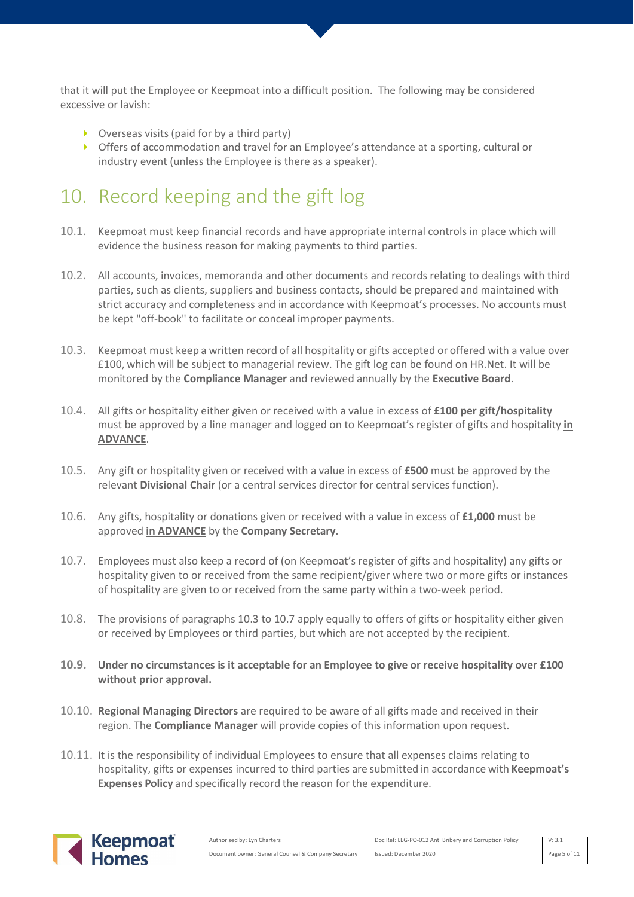that it will put the Employee or Keepmoat into a difficult position. The following may be considered excessive or lavish:

- Overseas visits (paid for by a third party)
- Offers of accommodation and travel for an Employee's attendance at a sporting, cultural or industry event (unless the Employee is there as a speaker).

## 10. Record keeping and the gift log

10.1. Keepmoat must keep financial records and have appropriate internal controls in place which will evidence the business reason for making payments to third parties.

10.2. All accounts, invoices, memoranda and other documents and records relating to dealings with third parties, such as clients, suppliers and business contacts, should be prepared and maintained with strict accuracy and completeness and in accordance with Keepmoat's processes. No accounts must be kept "off-book" to facilitate or conceal improper payments.

10.3. Keepmoat must keep a written record of all hospitality or gifts accepted or offered with a value over £100, which will be subject to managerial review. The gift log can be found on HR.Net. It will be monitored by the **Compliance Manager** and reviewed annually by the **Executive Board**.

10.4. All gifts or hospitality either given or received with a value in excess of **£100 per gift/hospitality** must be approved by a line manager and logged on to Keepmoat's register of gifts and hospitality **in ADVANCE**.

10.5. Any gift or hospitality given or received with a value in excess of **£500** must be approved by the relevant **Divisional Chair** (or a central services director for central services function).

10.6. Any gifts, hospitality or donations given or received with a value in excess of **£1,000** must be approved **in ADVANCE** by the **Company Secretary**.

10.7. Employees must also keep a record of (on Keepmoat's register of gifts and hospitality) any gifts or hospitality given to or received from the same recipient/giver where two or more gifts or instances of hospitality are given to or received from the same party within a two-week period.

10.8. The provisions of paragraphs 10.3 to 10.7 apply equally to offers of gifts or hospitality either given or received by Employees or third parties, but which are not accepted by the recipient.

**10.9. Under no circumstances is it acceptable for an Employee to give or receive hospitality over £100 without prior approval.**

10.10. **Regional Managing Directors** are required to be aware of all gifts made and received in their region. The **Compliance Manager** will provide copies of this information upon request.

10.11. It is the responsibility of individual Employees to ensure that all expenses claims relating to hospitality, gifts or expenses incurred to third parties are submitted in accordance with **Keepmoat's Expenses Policy** and specifically record the reason for the expenditure.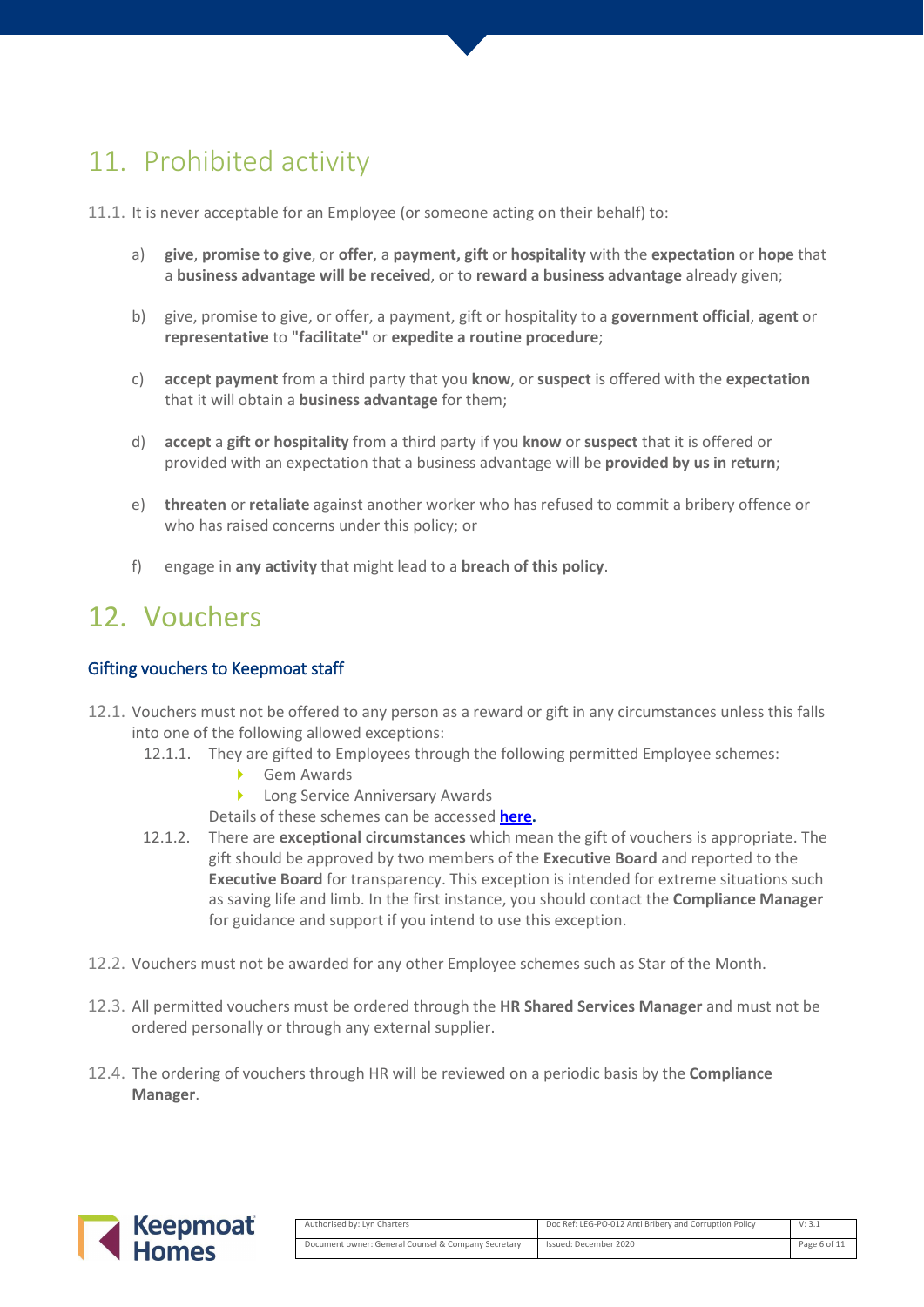## 11. Prohibited activity

11.1. It is never acceptable for an Employee (or someone acting on their behalf) to:

a) **give**, **promise to give**, or **offer**, a **payment, gift** or **hospitality** with the **expectation** or **hope** that a **business advantage will be received**, or to **reward a business advantage** already given;

b) give, promise to give, or offer, a payment, gift or hospitality to a **government official**, **agent** or **representative** to **"facilitate"** or **expedite a routine procedure**;

c) **accept payment** from a third party that you **know**, or **suspect** is offered with the **expectation** that it will obtain a **business advantage** for them;

d) **accept** a **gift or hospitality** from a third party if you **know** or **suspect** that it is offered or provided with an expectation that a business advantage will be **provided by us in return**;

e) **threaten** or **retaliate** against another worker who has refused to commit a bribery offence or who has raised concerns under this policy; or

f) engage in **any activity** that might lead to a **breach of this policy**.

## 12. Vouchers

### Gifting vouchers to Keepmoat staff

12.1. Vouchers must not be offered to any person as a reward or gift in any circumstances unless this falls into one of the following allowed exceptions:

12.1.1. They are gifted to Employees through the following permitted Employee schemes:

- Gem Awards
- Long Service Anniversary Awards

Details of these schemes can be accessed **here**.

12.1.2. There are **exceptional circumstances** which mean the gift of vouchers is appropriate. The gift should be approved by two members of the **Executive Board** and reported to the **Executive Board** for transparency. This exception is intended for extreme situations such as saving life and limb. In the first instance, you should contact the **Compliance Manager** for guidance and support if you intend to use this exception.

12.2. Vouchers must not be awarded for any other Employee schemes such as Star of the Month.

12.3. All permitted vouchers must be ordered through the **HR Shared Services Manager** and must not be ordered personally or through any external supplier.

12.4. The ordering of vouchers through HR will be reviewed on a periodic basis by the **Compliance Manager**.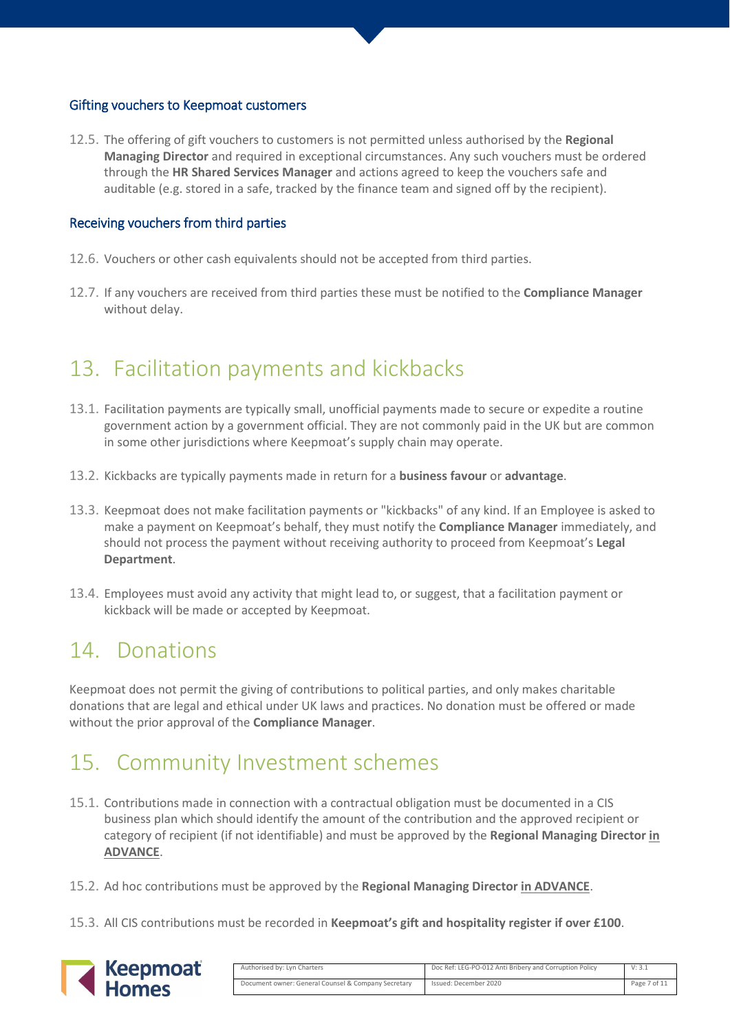### Gifting vouchers to Keepmoat customers

12.5. The offering of gift vouchers to customers is not permitted unless authorised by the **Regional Managing Director** and required in exceptional circumstances. Any such vouchers must be ordered through the **HR Shared Services Manager** and actions agreed to keep the vouchers safe and auditable (e.g. stored in a safe, tracked by the finance team and signed off by the recipient).

### Receiving vouchers from third parties

12.6. Vouchers or other cash equivalents should not be accepted from third parties.

12.7. If any vouchers are received from third parties these must be notified to the **Compliance Manager** without delay.

## 13. Facilitation payments and kickbacks

13.1. Facilitation payments are typically small, unofficial payments made to secure or expedite a routine government action by a government official. They are not commonly paid in the UK but are common in some other jurisdictions where Keepmoat's supply chain may operate.

13.2. Kickbacks are typically payments made in return for a **business favour** or **advantage**.

13.3. Keepmoat does not make facilitation payments or "kickbacks" of any kind. If an Employee is asked to make a payment on Keepmoat's behalf, they must notify the **Compliance Manager** immediately, and should not process the payment without receiving authority to proceed from Keepmoat's **Legal Department**.

13.4. Employees must avoid any activity that might lead to, or suggest, that a facilitation payment or kickback will be made or accepted by Keepmoat.

## 14. Donations

Keepmoat does not permit the giving of contributions to political parties, and only makes charitable donations that are legal and ethical under UK laws and practices. No donation must be offered or made without the prior approval of the **Compliance Manager**.

## 15. Community Investment schemes

15.1. Contributions made in connection with a contractual obligation must be documented in a CIS business plan which should identify the amount of the contribution and the approved recipient or category of recipient (if not identifiable) and must be approved by the **Regional Managing Director <u>in ADVANCE</u>**.

15.2. Ad hoc contributions must be approved by the **Regional Managing Director <u>in ADVANCE</u>**.

15.3. All CIS contributions must be recorded in **Keepmoat's gift and hospitality register if over £100**.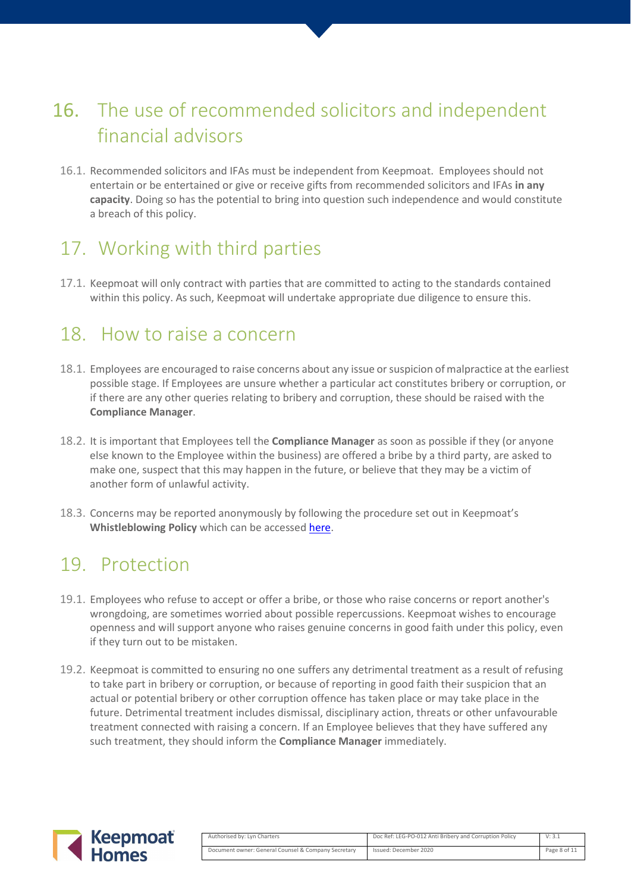## 16. The use of recommended solicitors and independent financial advisors

16.1. Recommended solicitors and IFAs must be independent from Keepmoat. Employees should not entertain or be entertained or give or receive gifts from recommended solicitors and IFAs **in any capacity**. Doing so has the potential to bring into question such independence and would constitute a breach of this policy.

## 17. Working with third parties

17.1. Keepmoat will only contract with parties that are committed to acting to the standards contained within this policy. As such, Keepmoat will undertake appropriate due diligence to ensure this.

## 18. How to raise a concern

18.1. Employees are encouraged to raise concerns about any issue or suspicion of malpractice at the earliest possible stage. If Employees are unsure whether a particular act constitutes bribery or corruption, or if there are any other queries relating to bribery and corruption, these should be raised with the **Compliance Manager**.

18.2. It is important that Employees tell the **Compliance Manager** as soon as possible if they (or anyone else known to the Employee within the business) are offered a bribe by a third party, are asked to make one, suspect that this may happen in the future, or believe that they may be a victim of another form of unlawful activity.

18.3. Concerns may be reported anonymously by following the procedure set out in Keepmoat's **Whistleblowing Policy** which can be accessed here.

## 19. Protection

19.1. Employees who refuse to accept or offer a bribe, or those who raise concerns or report another's wrongdoing, are sometimes worried about possible repercussions. Keepmoat wishes to encourage openness and will support anyone who raises genuine concerns in good faith under this policy, even if they turn out to be mistaken.

19.2. Keepmoat is committed to ensuring no one suffers any detrimental treatment as a result of refusing to take part in bribery or corruption, or because of reporting in good faith their suspicion that an actual or potential bribery or other corruption offence has taken place or may take place in the future. Detrimental treatment includes dismissal, disciplinary action, threats or other unfavourable treatment connected with raising a concern. If an Employee believes that they have suffered any such treatment, they should inform the **Compliance Manager** immediately.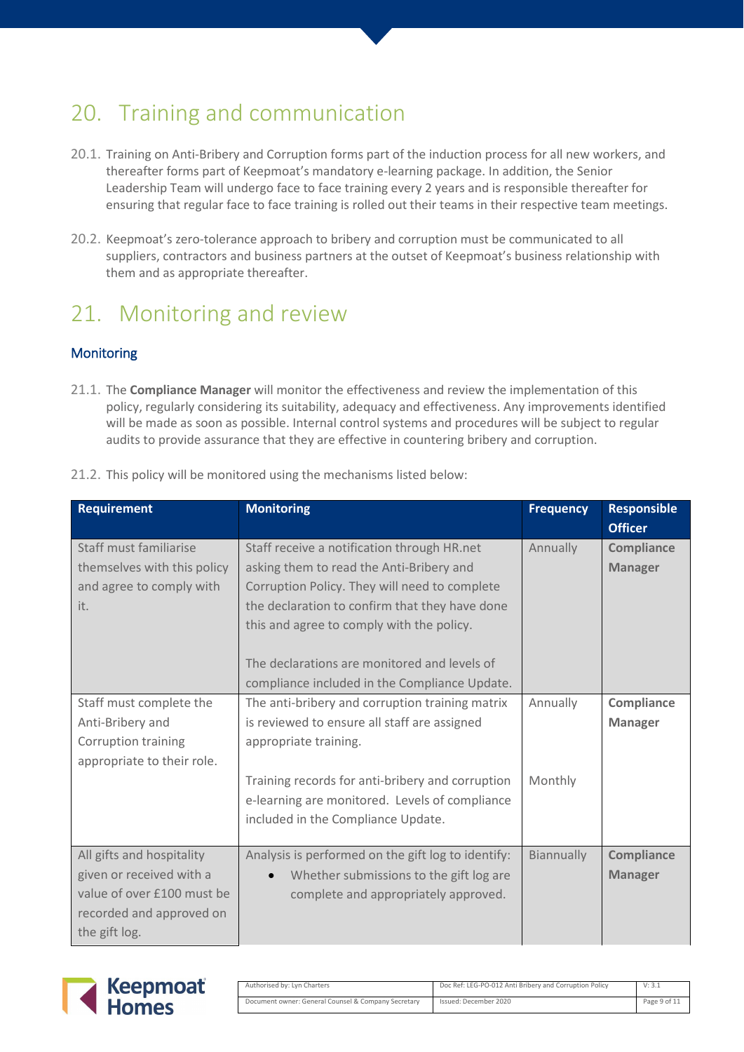# 20. Training and communication

20.1. Training on Anti-Bribery and Corruption forms part of the induction process for all new workers, and thereafter forms part of Keepmoat's mandatory e-learning package. In addition, the Senior Leadership Team will undergo face to face training every 2 years and is responsible thereafter for ensuring that regular face to face training is rolled out their teams in their respective team meetings.

20.2. Keepmoat's zero-tolerance approach to bribery and corruption must be communicated to all suppliers, contractors and business partners at the outset of Keepmoat's business relationship with them and as appropriate thereafter.

# 21. Monitoring and review

## Monitoring

21.1. The **Compliance Manager** will monitor the effectiveness and review the implementation of this policy, regularly considering its suitability, adequacy and effectiveness. Any improvements identified will be made as soon as possible. Internal control systems and procedures will be subject to regular audits to provide assurance that they are effective in countering bribery and corruption.

21.2. This policy will be monitored using the mechanisms listed below:

| Requirement | Monitoring | Frequency | Responsible Officer |
|---|---|---|---|
| Staff must familiarise themselves with this policy and agree to comply with it. | Staff receive a notification through HR.net asking them to read the Anti-Bribery and Corruption Policy. They will need to complete the declaration to confirm that they have done this and agree to comply with the policy.<br><br>The declarations are monitored and levels of compliance included in the Compliance Update. | Annually | **Compliance Manager** |
| Staff must complete the Anti-Bribery and Corruption training appropriate to their role. | The anti-bribery and corruption training matrix is reviewed to ensure all staff are assigned appropriate training.<br><br>Training records for anti-bribery and corruption e-learning are monitored. Levels of compliance included in the Compliance Update. | Annually<br><br>Monthly | **Compliance Manager** |
| All gifts and hospitality given or received with a value of over £100 must be recorded and approved on the gift log. | Analysis is performed on the gift log to identify:<br>• Whether submissions to the gift log are complete and appropriately approved. | Biannually | **Compliance Manager** |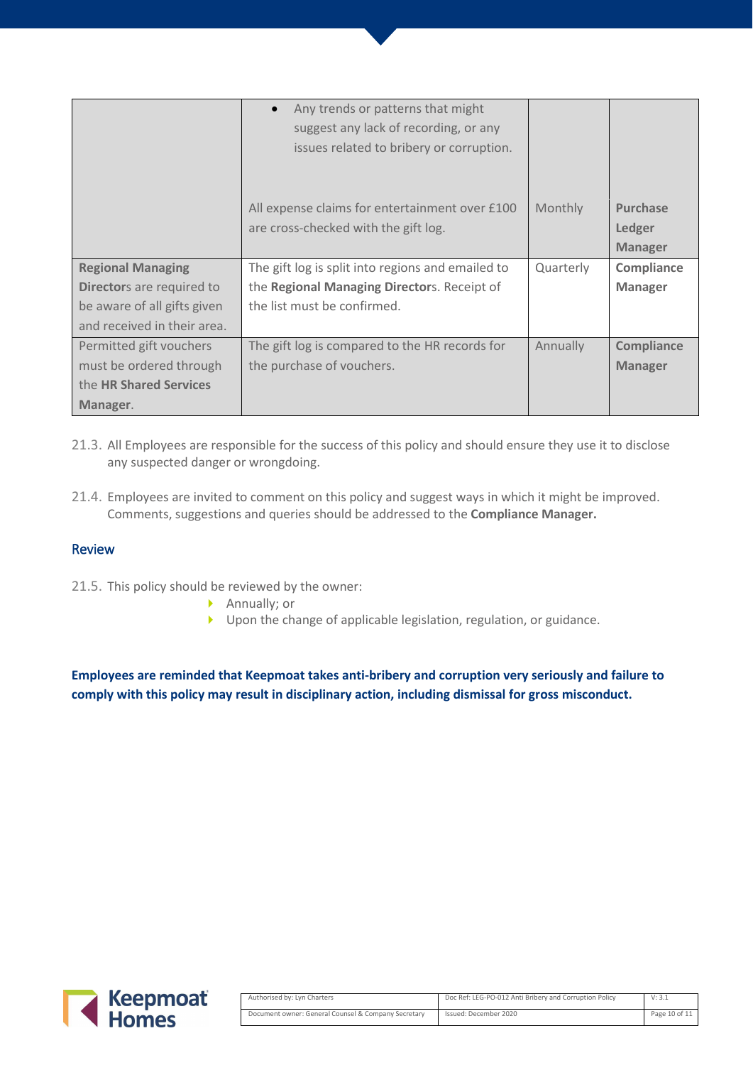| | | | |
|---|---|---|---|
| | • Any trends or patterns that might suggest any lack of recording, or any issues related to bribery or corruption. | | |
| | All expense claims for entertainment over £100 are cross-checked with the gift log. | Monthly | **Purchase Ledger Manager** |
| **Regional Managing Directors** are required to be aware of all gifts given and received in their area. | The gift log is split into regions and emailed to the **Regional Managing Directors**. Receipt of the list must be confirmed. | Quarterly | **Compliance Manager** |
| Permitted gift vouchers must be ordered through the **HR Shared Services Manager**. | The gift log is compared to the HR records for the purchase of vouchers. | Annually | **Compliance Manager** |

21.3. All Employees are responsible for the success of this policy and should ensure they use it to disclose any suspected danger or wrongdoing.

21.4. Employees are invited to comment on this policy and suggest ways in which it might be improved. Comments, suggestions and queries should be addressed to the **Compliance Manager.**

## Review

21.5. This policy should be reviewed by the owner:

- Annually; or
- Upon the change of applicable legislation, regulation, or guidance.

**Employees are reminded that Keepmoat takes anti-bribery and corruption very seriously and failure to comply with this policy may result in disciplinary action, including dismissal for gross misconduct.**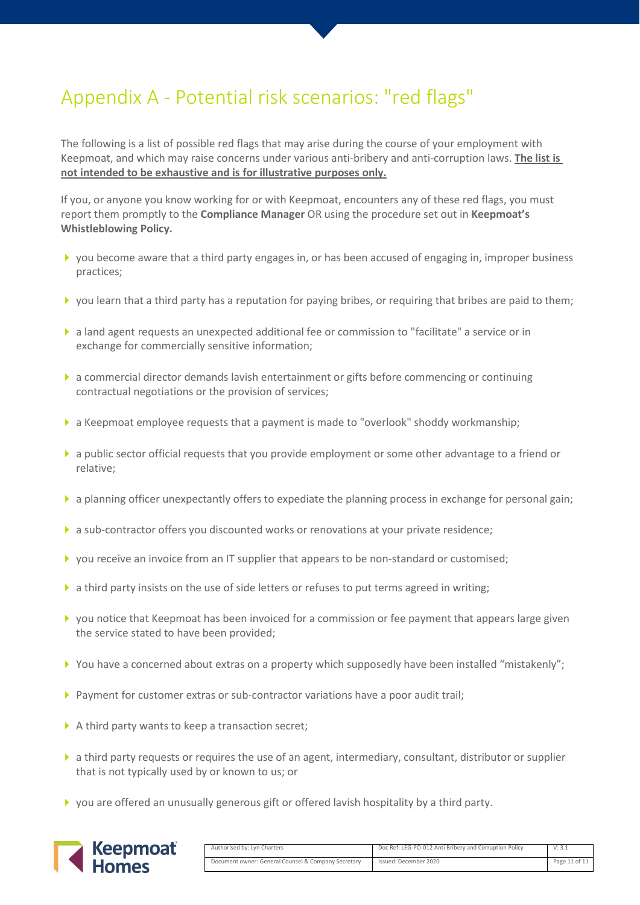# Appendix A - Potential risk scenarios: "red flags"

The following is a list of possible red flags that may arise during the course of your employment with Keepmoat, and which may raise concerns under various anti-bribery and anti-corruption laws. **The list is not intended to be exhaustive and is for illustrative purposes only.**

If you, or anyone you know working for or with Keepmoat, encounters any of these red flags, you must report them promptly to the **Compliance Manager** OR using the procedure set out in **Keepmoat's Whistleblowing Policy.**

- you become aware that a third party engages in, or has been accused of engaging in, improper business practices;
- you learn that a third party has a reputation for paying bribes, or requiring that bribes are paid to them;
- a land agent requests an unexpected additional fee or commission to "facilitate" a service or in exchange for commercially sensitive information;
- a commercial director demands lavish entertainment or gifts before commencing or continuing contractual negotiations or the provision of services;
- a Keepmoat employee requests that a payment is made to "overlook" shoddy workmanship;
- a public sector official requests that you provide employment or some other advantage to a friend or relative;
- a planning officer unexpectantly offers to expediate the planning process in exchange for personal gain;
- a sub-contractor offers you discounted works or renovations at your private residence;
- you receive an invoice from an IT supplier that appears to be non-standard or customised;
- a third party insists on the use of side letters or refuses to put terms agreed in writing;
- you notice that Keepmoat has been invoiced for a commission or fee payment that appears large given the service stated to have been provided;
- You have a concerned about extras on a property which supposedly have been installed "mistakenly";
- Payment for customer extras or sub-contractor variations have a poor audit trail;
- A third party wants to keep a transaction secret;
- a third party requests or requires the use of an agent, intermediary, consultant, distributor or supplier that is not typically used by or known to us; or
- you are offered an unusually generous gift or offered lavish hospitality by a third party.